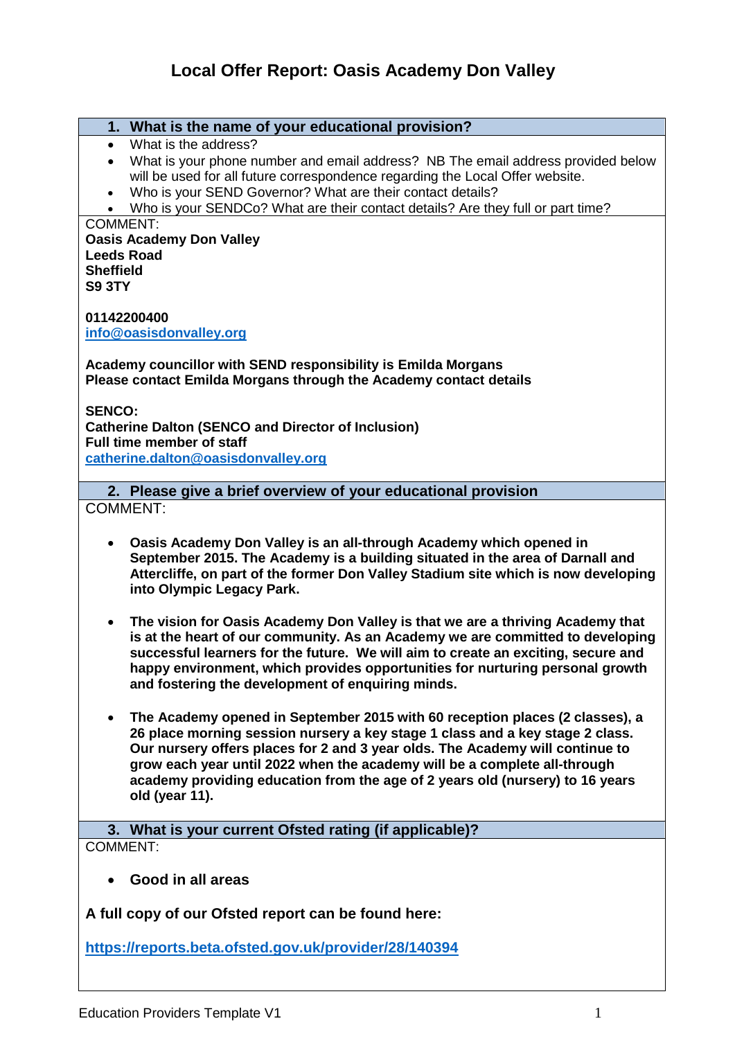# Local Offer Report: Oasis Academy Don Valley

## 1. What is the name of your educational provision?

- What is the address?
- What is your phone number and email address? NB The email address provided below will be used for all future correspondence regarding the Local Offer website.
- Who is your SEND Governor? What are their contact details?
- Who is your SENDCo? What are their contact details? Are they full or part time?

COMMENT:

**Oasis Academy Don Valley**
**Leeds Road**
**Sheffield**
**S9 3TY**

**01142200400**
**info@oasisdonvalley.org**

**Academy councillor with SEND responsibility is Emilda Morgans**
**Please contact Emilda Morgans through the Academy contact details**

**SENCO:**
**Catherine Dalton (SENCO and Director of Inclusion)**
**Full time member of staff**
**catherine.dalton@oasisdonvalley.org**

## 2. Please give a brief overview of your educational provision

COMMENT:

- **Oasis Academy Don Valley is an all-through Academy which opened in September 2015. The Academy is a building situated in the area of Darnall and Attercliffe, on part of the former Don Valley Stadium site which is now developing into Olympic Legacy Park.**

- **The vision for Oasis Academy Don Valley is that we are a thriving Academy that is at the heart of our community. As an Academy we are committed to developing successful learners for the future. We will aim to create an exciting, secure and happy environment, which provides opportunities for nurturing personal growth and fostering the development of enquiring minds.**

- **The Academy opened in September 2015 with 60 reception places (2 classes), a 26 place morning session nursery a key stage 1 class and a key stage 2 class. Our nursery offers places for 2 and 3 year olds. The Academy will continue to grow each year until 2022 when the academy will be a complete all-through academy providing education from the age of 2 years old (nursery) to 16 years old (year 11).**

## 3. What is your current Ofsted rating (if applicable)?

COMMENT:

- **Good in all areas**

**A full copy of our Ofsted report can be found here:**

**https://reports.beta.ofsted.gov.uk/provider/28/140394**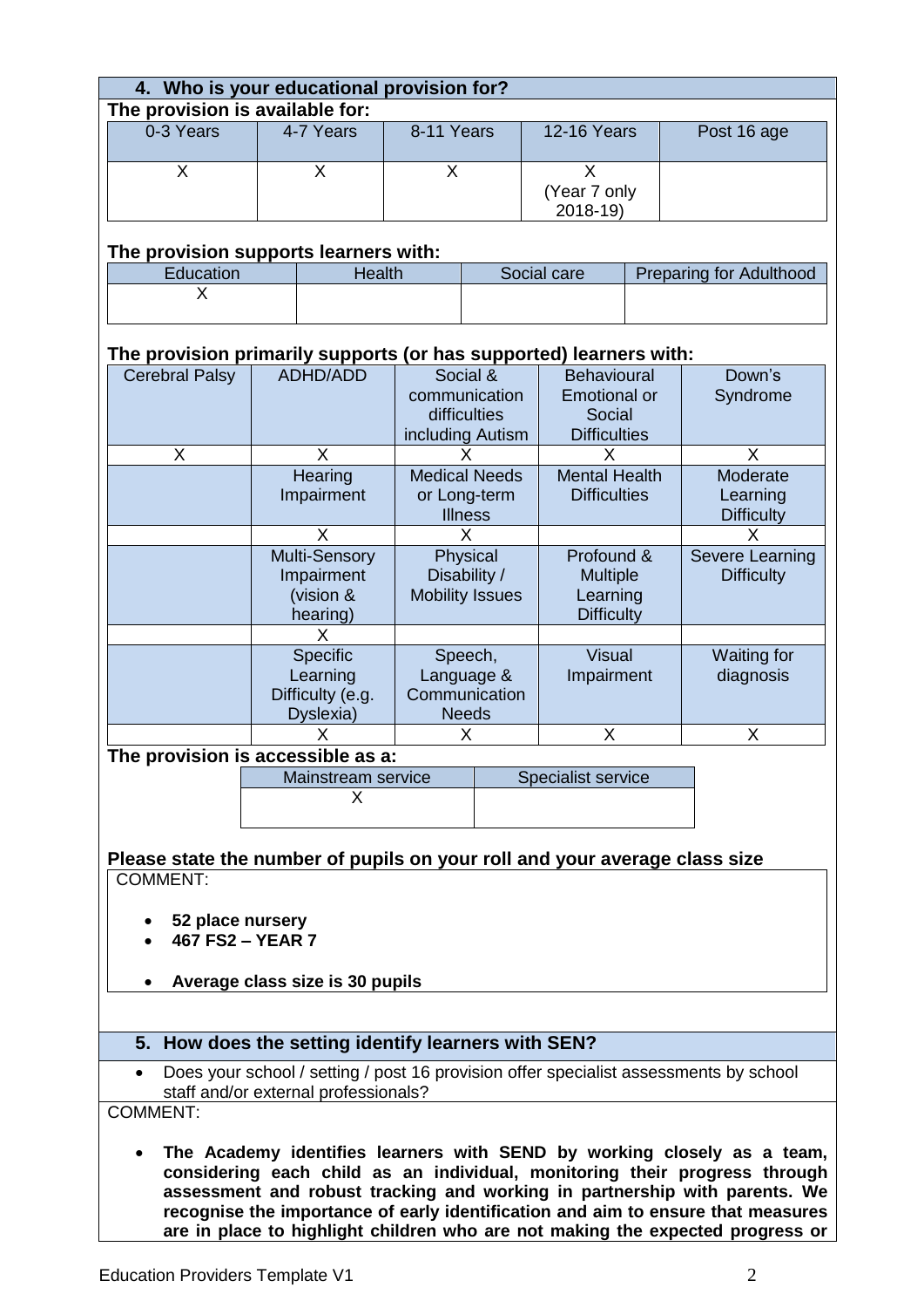## 4. Who is your educational provision for?

**The provision is available for:**

| 0-3 Years | 4-7 Years | 8-11 Years | 12-16 Years | Post 16 age |
|---|---|---|---|---|
| X | X | X | X (Year 7 only 2018-19) | |

**The provision supports learners with:**

| Education | Health | Social care | Preparing for Adulthood |
|---|---|---|---|
| X | | | |

**The provision primarily supports (or has supported) learners with:**

| Cerebral Palsy | ADHD/ADD | Social & communication difficulties including Autism | Behavioural Emotional or Social Difficulties | Down's Syndrome |
|---|---|---|---|---|
| X | X | X | X | X |
| | Hearing Impairment | Medical Needs or Long-term Illness | Mental Health Difficulties | Moderate Learning Difficulty |
| | X | X | | X |
| | Multi-Sensory Impairment (vision & hearing) | Physical Disability / Mobility Issues | Profound & Multiple Learning Difficulty | Severe Learning Difficulty |
| | X | | | |
| | Specific Learning Difficulty (e.g. Dyslexia) | Speech, Language & Communication Needs | Visual Impairment | Waiting for diagnosis |
| | X | X | X | X |

**The provision is accessible as a:**

| Mainstream service | Specialist service |
|---|---|
| X | |

**Please state the number of pupils on your roll and your average class size**

COMMENT:

- **52 place nursery**
- **467 FS2 – YEAR 7**
- **Average class size is 30 pupils**

## 5. How does the setting identify learners with SEN?

- Does your school / setting / post 16 provision offer specialist assessments by school staff and/or external professionals?

COMMENT:

- **The Academy identifies learners with SEND by working closely as a team, considering each child as an individual, monitoring their progress through assessment and robust tracking and working in partnership with parents. We recognise the importance of early identification and aim to ensure that measures are in place to highlight children who are not making the expected progress or**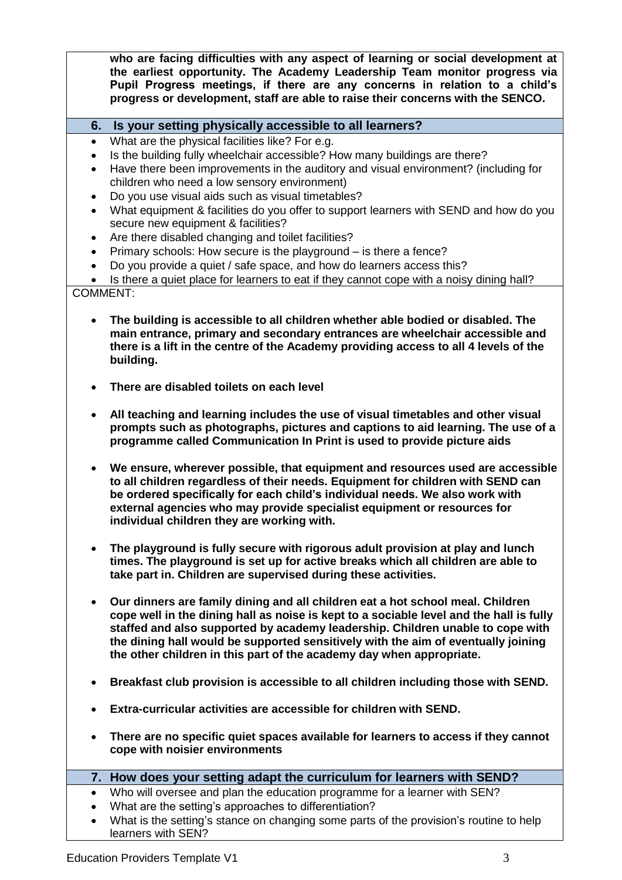**who are facing difficulties with any aspect of learning or social development at the earliest opportunity. The Academy Leadership Team monitor progress via Pupil Progress meetings, if there are any concerns in relation to a child's progress or development, staff are able to raise their concerns with the SENCO.**

## 6. Is your setting physically accessible to all learners?

- What are the physical facilities like? For e.g.
- Is the building fully wheelchair accessible? How many buildings are there?
- Have there been improvements in the auditory and visual environment? (including for children who need a low sensory environment)
- Do you use visual aids such as visual timetables?
- What equipment & facilities do you offer to support learners with SEND and how do you secure new equipment & facilities?
- Are there disabled changing and toilet facilities?
- Primary schools: How secure is the playground – is there a fence?
- Do you provide a quiet / safe space, and how do learners access this?
- Is there a quiet place for learners to eat if they cannot cope with a noisy dining hall?

COMMENT:

- **The building is accessible to all children whether able bodied or disabled. The main entrance, primary and secondary entrances are wheelchair accessible and there is a lift in the centre of the Academy providing access to all 4 levels of the building.**
- **There are disabled toilets on each level**
- **All teaching and learning includes the use of visual timetables and other visual prompts such as photographs, pictures and captions to aid learning. The use of a programme called Communication In Print is used to provide picture aids**
- **We ensure, wherever possible, that equipment and resources used are accessible to all children regardless of their needs. Equipment for children with SEND can be ordered specifically for each child's individual needs. We also work with external agencies who may provide specialist equipment or resources for individual children they are working with.**
- **The playground is fully secure with rigorous adult provision at play and lunch times. The playground is set up for active breaks which all children are able to take part in. Children are supervised during these activities.**
- **Our dinners are family dining and all children eat a hot school meal. Children cope well in the dining hall as noise is kept to a sociable level and the hall is fully staffed and also supported by academy leadership. Children unable to cope with the dining hall would be supported sensitively with the aim of eventually joining the other children in this part of the academy day when appropriate.**
- **Breakfast club provision is accessible to all children including those with SEND.**
- **Extra-curricular activities are accessible for children with SEND.**
- **There are no specific quiet spaces available for learners to access if they cannot cope with noisier environments**

## 7. How does your setting adapt the curriculum for learners with SEND?

- Who will oversee and plan the education programme for a learner with SEN?
- What are the setting's approaches to differentiation?
- What is the setting's stance on changing some parts of the provision's routine to help learners with SEN?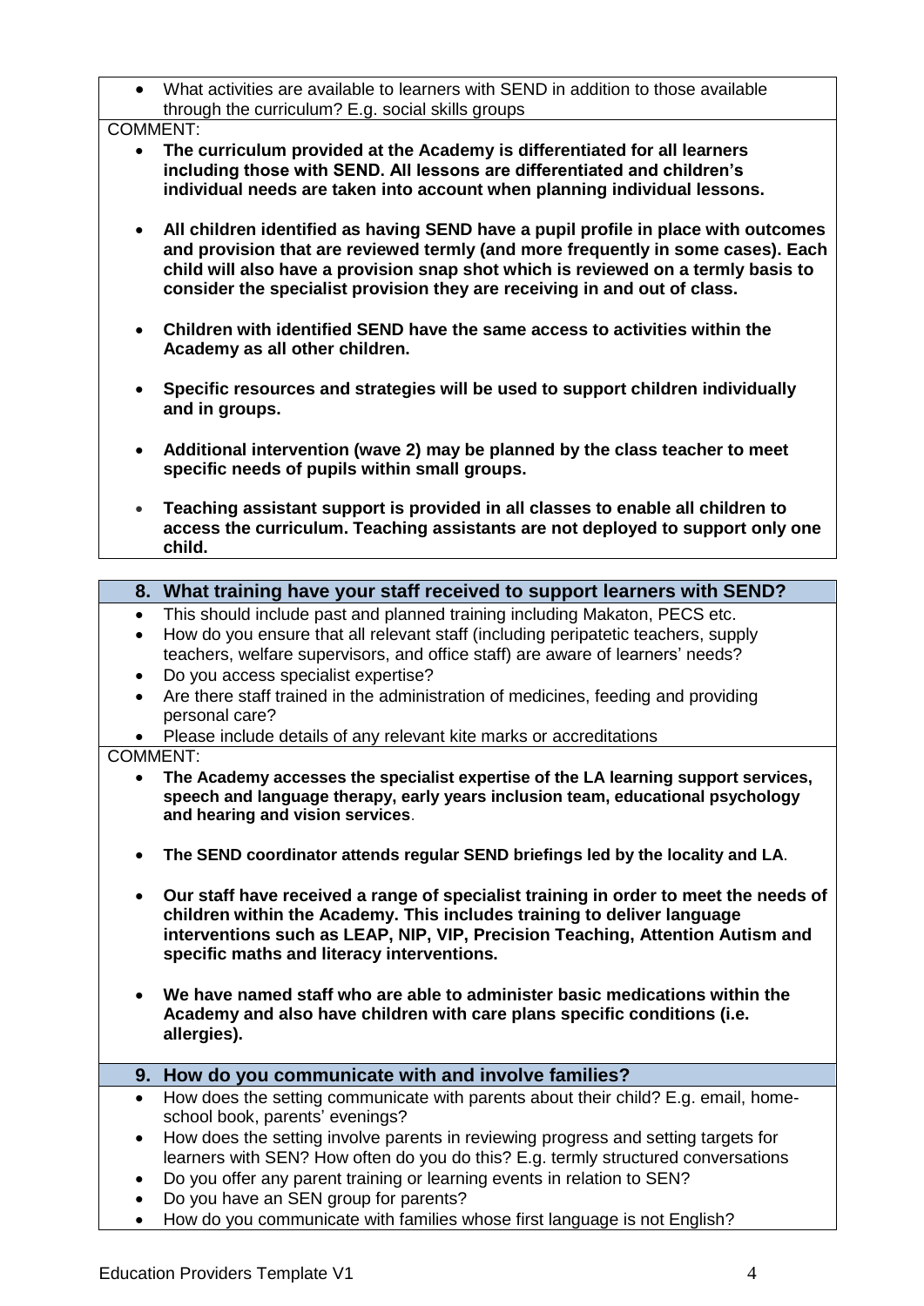- What activities are available to learners with SEND in addition to those available through the curriculum? E.g. social skills groups

COMMENT:

- **The curriculum provided at the Academy is differentiated for all learners including those with SEND. All lessons are differentiated and children's individual needs are taken into account when planning individual lessons.**
- **All children identified as having SEND have a pupil profile in place with outcomes and provision that are reviewed termly (and more frequently in some cases). Each child will also have a provision snap shot which is reviewed on a termly basis to consider the specialist provision they are receiving in and out of class.**
- **Children with identified SEND have the same access to activities within the Academy as all other children.**
- **Specific resources and strategies will be used to support children individually and in groups.**
- **Additional intervention (wave 2) may be planned by the class teacher to meet specific needs of pupils within small groups.**
- **Teaching assistant support is provided in all classes to enable all children to access the curriculum. Teaching assistants are not deployed to support only one child.**

## 8. What training have your staff received to support learners with SEND?

- This should include past and planned training including Makaton, PECS etc.
- How do you ensure that all relevant staff (including peripatetic teachers, supply teachers, welfare supervisors, and office staff) are aware of learners' needs?
- Do you access specialist expertise?
- Are there staff trained in the administration of medicines, feeding and providing personal care?
- Please include details of any relevant kite marks or accreditations

COMMENT:

- **The Academy accesses the specialist expertise of the LA learning support services, speech and language therapy, early years inclusion team, educational psychology and hearing and vision services**.
- **The SEND coordinator attends regular SEND briefings led by the locality and LA**.
- **Our staff have received a range of specialist training in order to meet the needs of children within the Academy. This includes training to deliver language interventions such as LEAP, NIP, VIP, Precision Teaching, Attention Autism and specific maths and literacy interventions.**
- **We have named staff who are able to administer basic medications within the Academy and also have children with care plans specific conditions (i.e. allergies).**

## 9. How do you communicate with and involve families?

- How does the setting communicate with parents about their child? E.g. email, home-school book, parents' evenings?
- How does the setting involve parents in reviewing progress and setting targets for learners with SEN? How often do you do this? E.g. termly structured conversations
- Do you offer any parent training or learning events in relation to SEN?
- Do you have an SEN group for parents?
- How do you communicate with families whose first language is not English?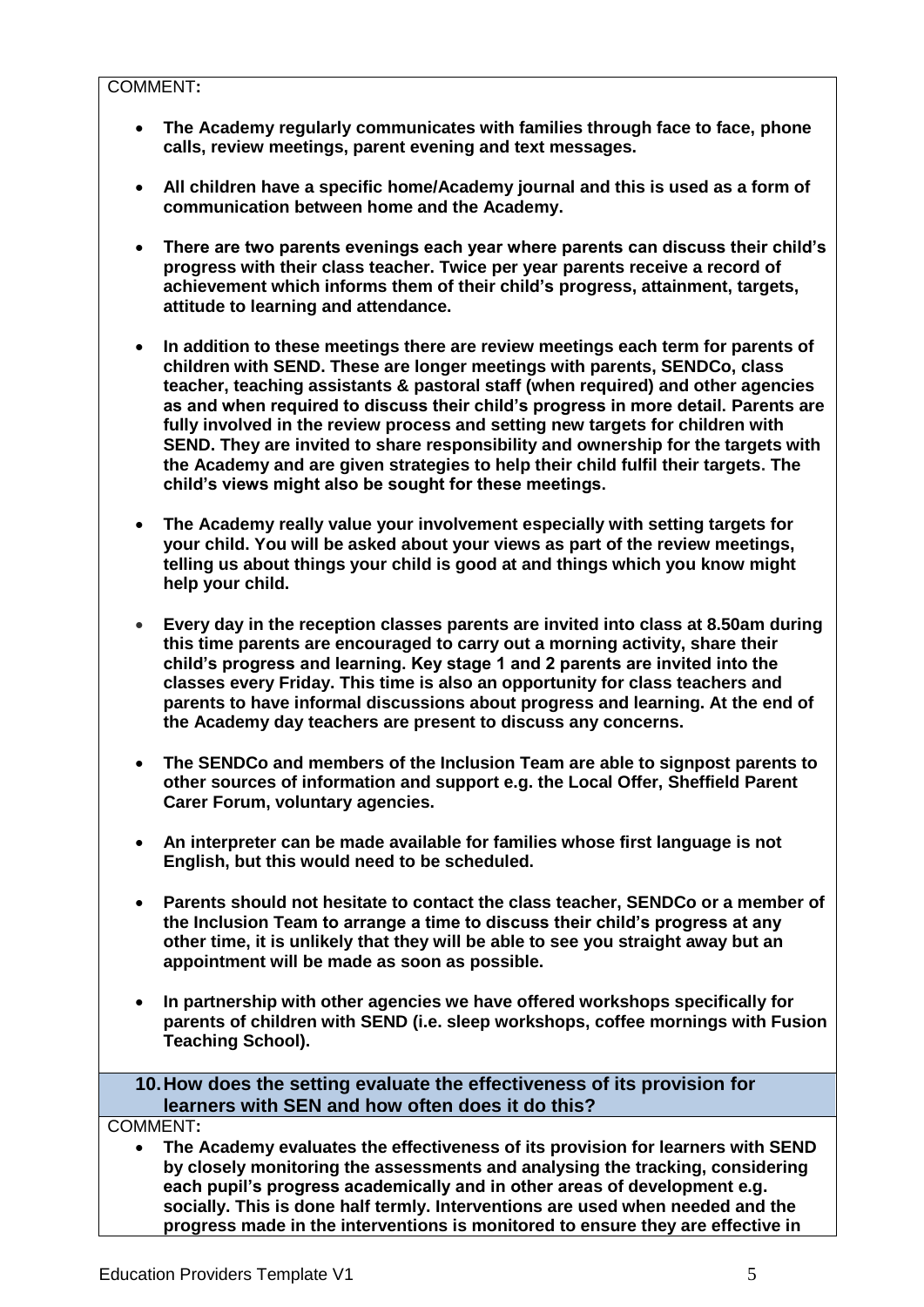COMMENT**:**

- **The Academy regularly communicates with families through face to face, phone calls, review meetings, parent evening and text messages.**

- **All children have a specific home/Academy journal and this is used as a form of communication between home and the Academy.**

- **There are two parents evenings each year where parents can discuss their child's progress with their class teacher. Twice per year parents receive a record of achievement which informs them of their child's progress, attainment, targets, attitude to learning and attendance.**

- **In addition to these meetings there are review meetings each term for parents of children with SEND. These are longer meetings with parents, SENDCo, class teacher, teaching assistants & pastoral staff (when required) and other agencies as and when required to discuss their child's progress in more detail. Parents are fully involved in the review process and setting new targets for children with SEND. They are invited to share responsibility and ownership for the targets with the Academy and are given strategies to help their child fulfil their targets. The child's views might also be sought for these meetings.**

- **The Academy really value your involvement especially with setting targets for your child. You will be asked about your views as part of the review meetings, telling us about things your child is good at and things which you know might help your child.**

- **Every day in the reception classes parents are invited into class at 8.50am during this time parents are encouraged to carry out a morning activity, share their child's progress and learning. Key stage 1 and 2 parents are invited into the classes every Friday. This time is also an opportunity for class teachers and parents to have informal discussions about progress and learning. At the end of the Academy day teachers are present to discuss any concerns.**

- **The SENDCo and members of the Inclusion Team are able to signpost parents to other sources of information and support e.g. the Local Offer, Sheffield Parent Carer Forum, voluntary agencies.**

- **An interpreter can be made available for families whose first language is not English, but this would need to be scheduled.**

- **Parents should not hesitate to contact the class teacher, SENDCo or a member of the Inclusion Team to arrange a time to discuss their child's progress at any other time, it is unlikely that they will be able to see you straight away but an appointment will be made as soon as possible.**

- **In partnership with other agencies we have offered workshops specifically for parents of children with SEND (i.e. sleep workshops, coffee mornings with Fusion Teaching School).**

## 10. How does the setting evaluate the effectiveness of its provision for learners with SEN and how often does it do this?

COMMENT**:**

- **The Academy evaluates the effectiveness of its provision for learners with SEND by closely monitoring the assessments and analysing the tracking, considering each pupil's progress academically and in other areas of development e.g. socially. This is done half termly. Interventions are used when needed and the progress made in the interventions is monitored to ensure they are effective in**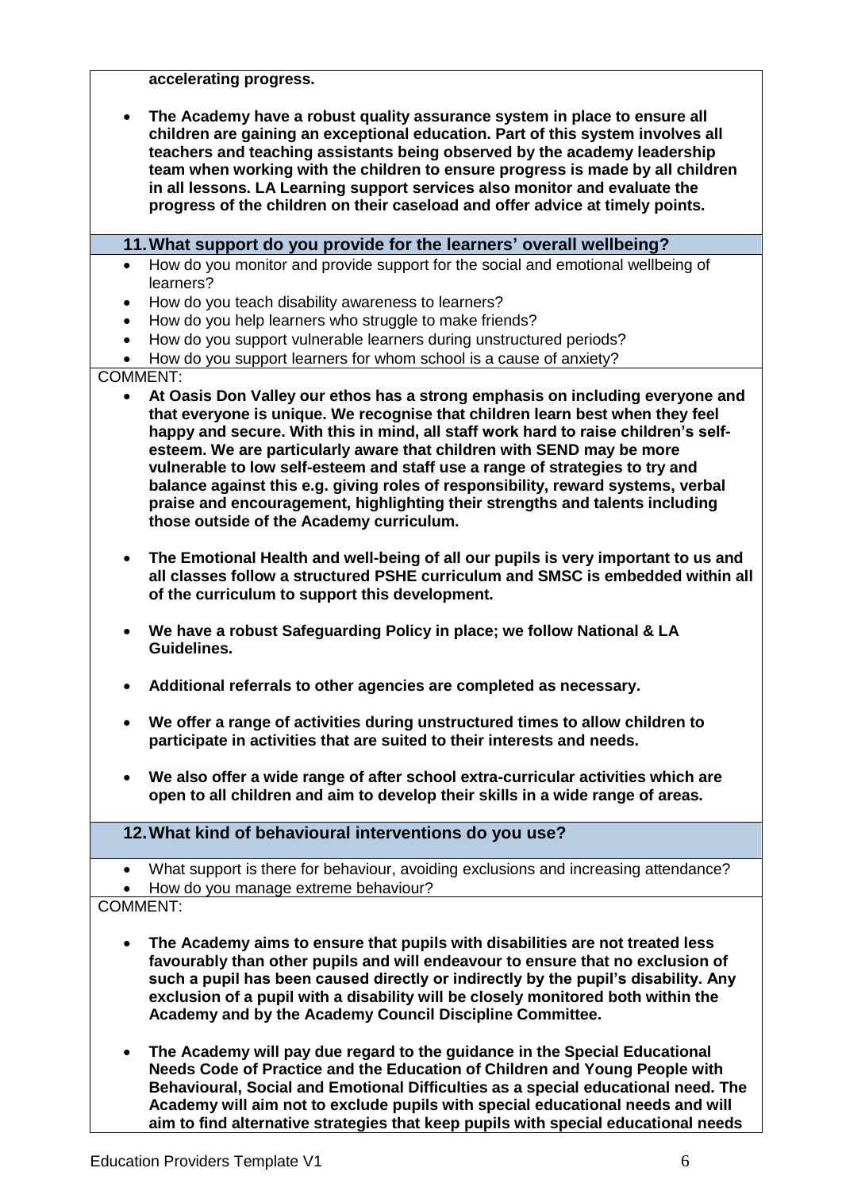**accelerating progress.**

- **The Academy have a robust quality assurance system in place to ensure all children are gaining an exceptional education. Part of this system involves all teachers and teaching assistants being observed by the academy leadership team when working with the children to ensure progress is made by all children in all lessons. LA Learning support services also monitor and evaluate the progress of the children on their caseload and offer advice at timely points.**

## 11. What support do you provide for the learners' overall wellbeing?

- How do you monitor and provide support for the social and emotional wellbeing of learners?
- How do you teach disability awareness to learners?
- How do you help learners who struggle to make friends?
- How do you support vulnerable learners during unstructured periods?
- How do you support learners for whom school is a cause of anxiety?

COMMENT:

- **At Oasis Don Valley our ethos has a strong emphasis on including everyone and that everyone is unique. We recognise that children learn best when they feel happy and secure. With this in mind, all staff work hard to raise children's self-esteem. We are particularly aware that children with SEND may be more vulnerable to low self-esteem and staff use a range of strategies to try and balance against this e.g. giving roles of responsibility, reward systems, verbal praise and encouragement, highlighting their strengths and talents including those outside of the Academy curriculum.**

- **The Emotional Health and well-being of all our pupils is very important to us and all classes follow a structured PSHE curriculum and SMSC is embedded within all of the curriculum to support this development.**

- **We have a robust Safeguarding Policy in place; we follow National & LA Guidelines.**

- **Additional referrals to other agencies are completed as necessary.**

- **We offer a range of activities during unstructured times to allow children to participate in activities that are suited to their interests and needs.**

- **We also offer a wide range of after school extra-curricular activities which are open to all children and aim to develop their skills in a wide range of areas.**

## 12. What kind of behavioural interventions do you use?

- What support is there for behaviour, avoiding exclusions and increasing attendance?
- How do you manage extreme behaviour?

COMMENT:

- **The Academy aims to ensure that pupils with disabilities are not treated less favourably than other pupils and will endeavour to ensure that no exclusion of such a pupil has been caused directly or indirectly by the pupil's disability. Any exclusion of a pupil with a disability will be closely monitored both within the Academy and by the Academy Council Discipline Committee.**

- **The Academy will pay due regard to the guidance in the Special Educational Needs Code of Practice and the Education of Children and Young People with Behavioural, Social and Emotional Difficulties as a special educational need. The Academy will aim not to exclude pupils with special educational needs and will aim to find alternative strategies that keep pupils with special educational needs**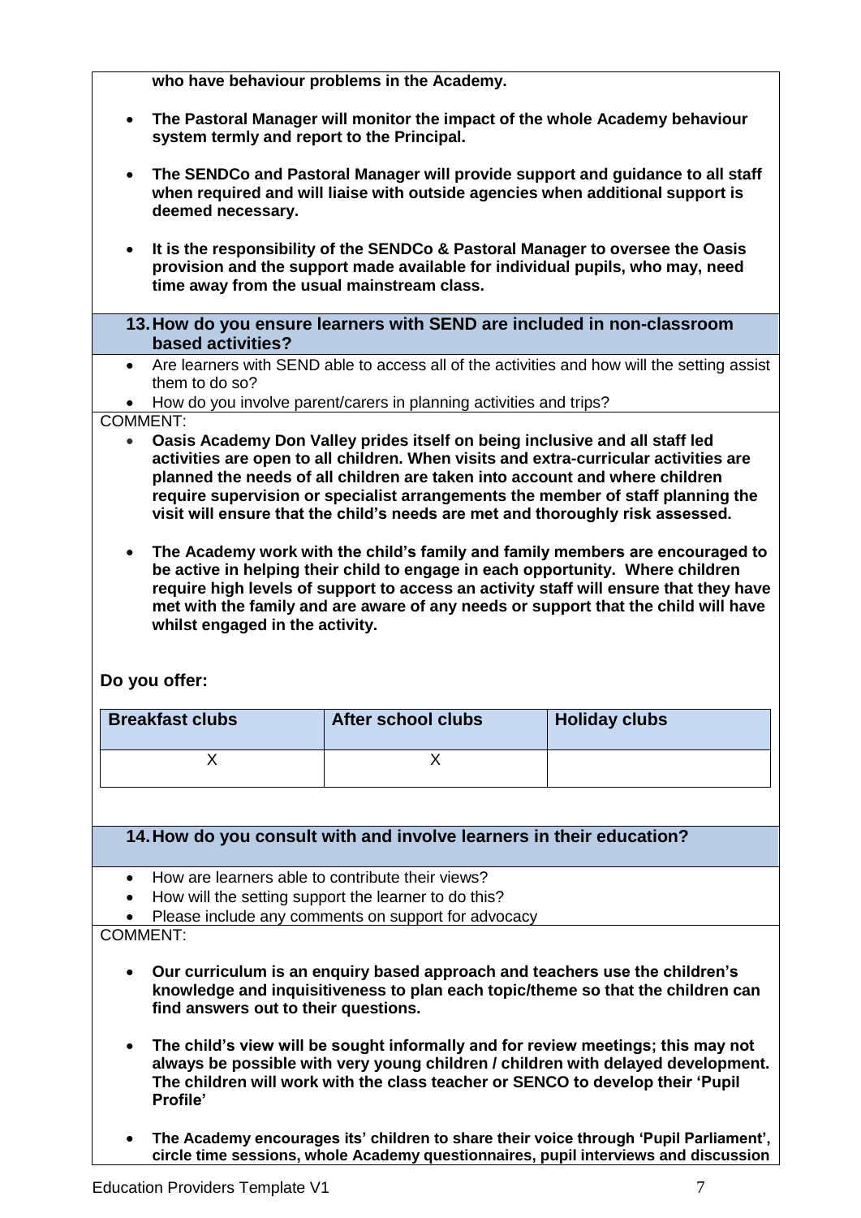**who have behaviour problems in the Academy.**

- **The Pastoral Manager will monitor the impact of the whole Academy behaviour system termly and report to the Principal.**
- **The SENDCo and Pastoral Manager will provide support and guidance to all staff when required and will liaise with outside agencies when additional support is deemed necessary.**
- **It is the responsibility of the SENDCo & Pastoral Manager to oversee the Oasis provision and the support made available for individual pupils, who may, need time away from the usual mainstream class.**

## 13. How do you ensure learners with SEND are included in non-classroom based activities?

- Are learners with SEND able to access all of the activities and how will the setting assist them to do so?
- How do you involve parent/carers in planning activities and trips?

COMMENT:

- **Oasis Academy Don Valley prides itself on being inclusive and all staff led activities are open to all children. When visits and extra-curricular activities are planned the needs of all children are taken into account and where children require supervision or specialist arrangements the member of staff planning the visit will ensure that the child's needs are met and thoroughly risk assessed.**
- **The Academy work with the child's family and family members are encouraged to be active in helping their child to engage in each opportunity. Where children require high levels of support to access an activity staff will ensure that they have met with the family and are aware of any needs or support that the child will have whilst engaged in the activity.**

**Do you offer:**

| Breakfast clubs | After school clubs | Holiday clubs |
| --- | --- | --- |
| X | X | |

## 14. How do you consult with and involve learners in their education?

- How are learners able to contribute their views?
- How will the setting support the learner to do this?
- Please include any comments on support for advocacy

COMMENT:

- **Our curriculum is an enquiry based approach and teachers use the children's knowledge and inquisitiveness to plan each topic/theme so that the children can find answers out to their questions.**
- **The child's view will be sought informally and for review meetings; this may not always be possible with very young children / children with delayed development. The children will work with the class teacher or SENCO to develop their 'Pupil Profile'**
- **The Academy encourages its' children to share their voice through 'Pupil Parliament', circle time sessions, whole Academy questionnaires, pupil interviews and discussion**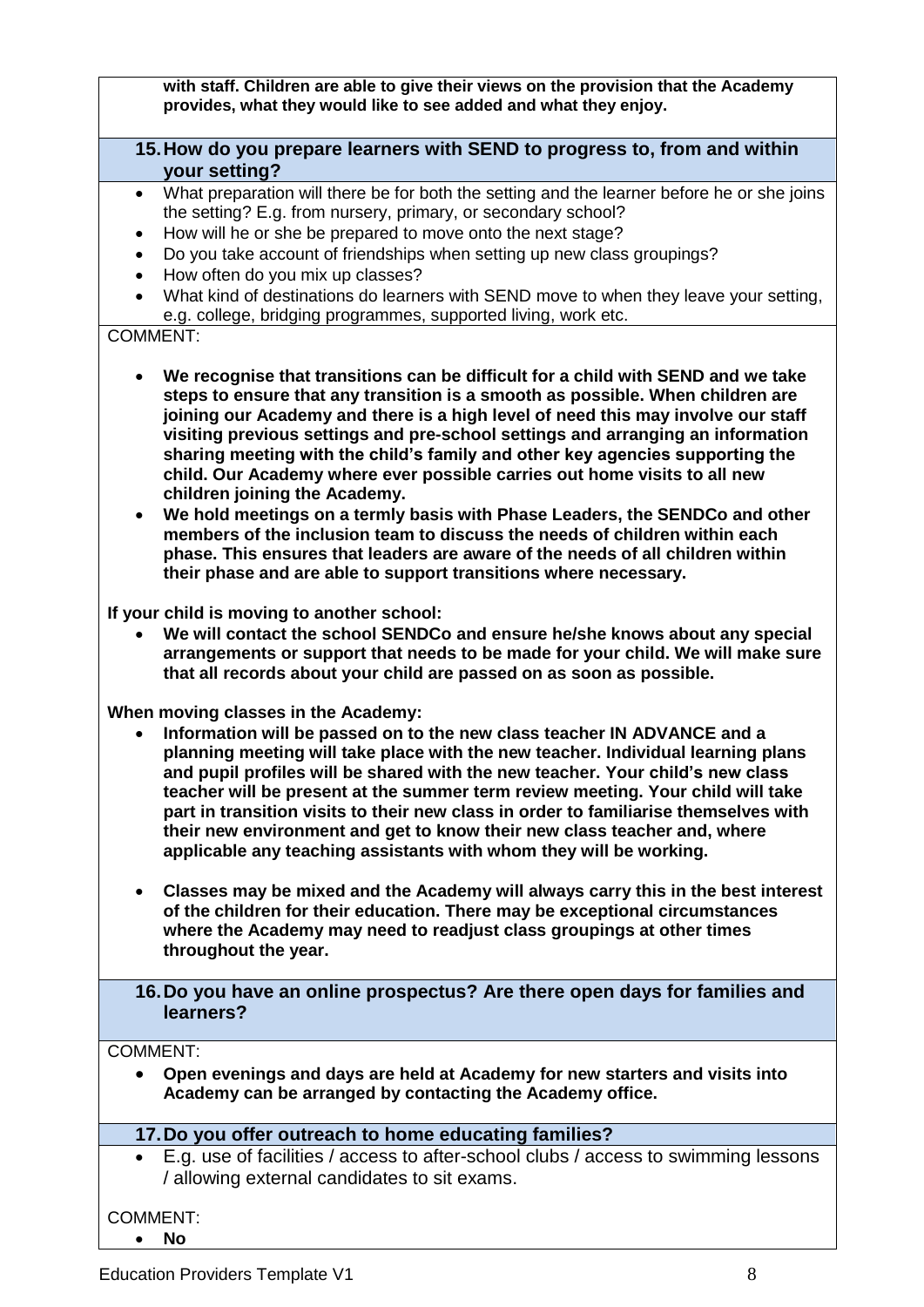**with staff. Children are able to give their views on the provision that the Academy provides, what they would like to see added and what they enjoy.**

### 15. How do you prepare learners with SEND to progress to, from and within your setting?

- What preparation will there be for both the setting and the learner before he or she joins the setting? E.g. from nursery, primary, or secondary school?
- How will he or she be prepared to move onto the next stage?
- Do you take account of friendships when setting up new class groupings?
- How often do you mix up classes?
- What kind of destinations do learners with SEND move to when they leave your setting, e.g. college, bridging programmes, supported living, work etc.

COMMENT:

- **We recognise that transitions can be difficult for a child with SEND and we take steps to ensure that any transition is a smooth as possible. When children are joining our Academy and there is a high level of need this may involve our staff visiting previous settings and pre-school settings and arranging an information sharing meeting with the child's family and other key agencies supporting the child. Our Academy where ever possible carries out home visits to all new children joining the Academy.**
- **We hold meetings on a termly basis with Phase Leaders, the SENDCo and other members of the inclusion team to discuss the needs of children within each phase. This ensures that leaders are aware of the needs of all children within their phase and are able to support transitions where necessary.**

**If your child is moving to another school:**

- **We will contact the school SENDCo and ensure he/she knows about any special arrangements or support that needs to be made for your child. We will make sure that all records about your child are passed on as soon as possible.**

**When moving classes in the Academy:**

- **Information will be passed on to the new class teacher IN ADVANCE and a planning meeting will take place with the new teacher. Individual learning plans and pupil profiles will be shared with the new teacher. Your child's new class teacher will be present at the summer term review meeting. Your child will take part in transition visits to their new class in order to familiarise themselves with their new environment and get to know their new class teacher and, where applicable any teaching assistants with whom they will be working.**

- **Classes may be mixed and the Academy will always carry this in the best interest of the children for their education. There may be exceptional circumstances where the Academy may need to readjust class groupings at other times throughout the year.**

### 16. Do you have an online prospectus? Are there open days for families and learners?

COMMENT:

- **Open evenings and days are held at Academy for new starters and visits into Academy can be arranged by contacting the Academy office.**

### 17. Do you offer outreach to home educating families?

- E.g. use of facilities / access to after-school clubs / access to swimming lessons / allowing external candidates to sit exams.

COMMENT:

- **No**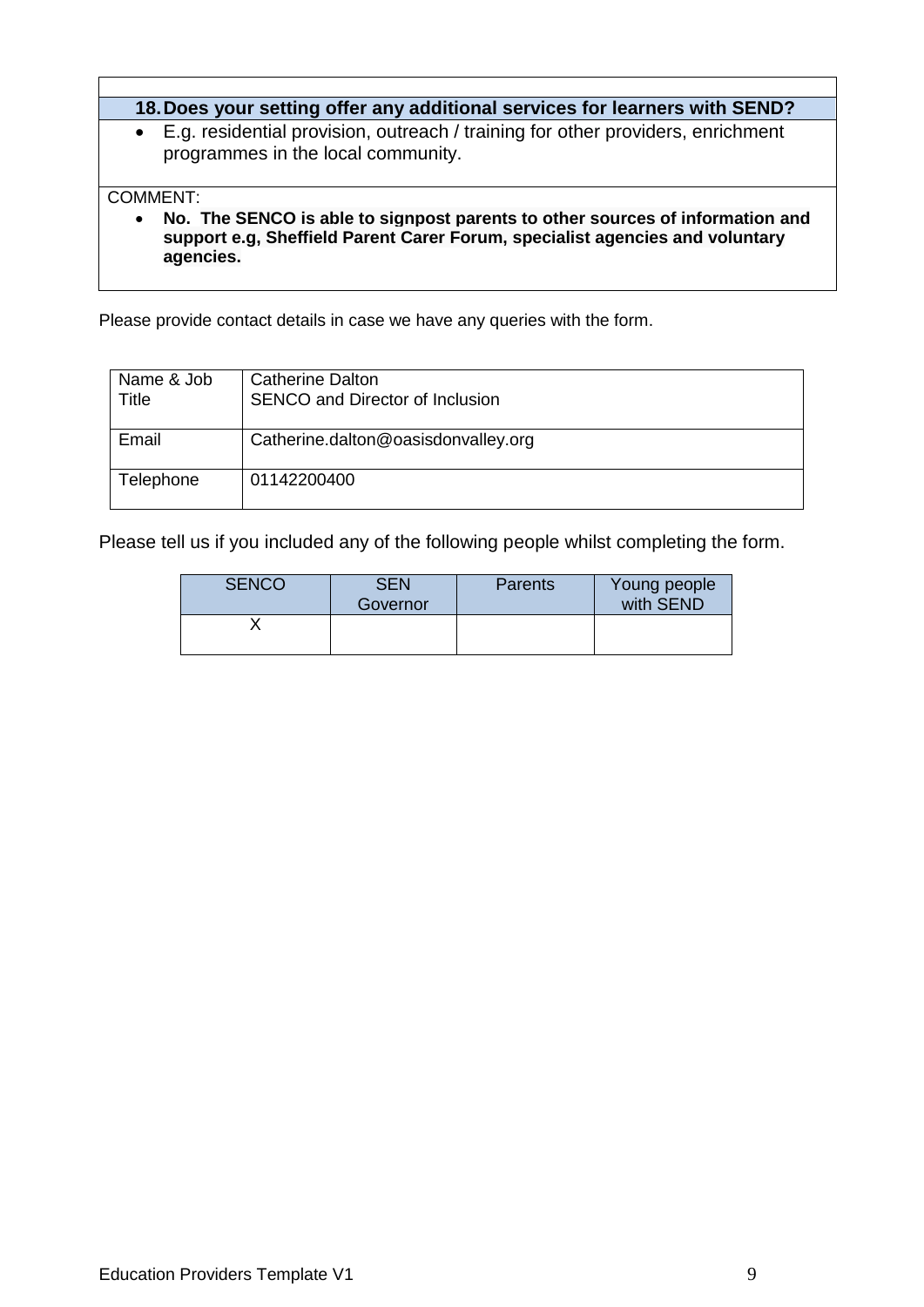**18. Does your setting offer any additional services for learners with SEND?**

- E.g. residential provision, outreach / training for other providers, enrichment programmes in the local community.

COMMENT:

- **No. The SENCO is able to signpost parents to other sources of information and support e.g, Sheffield Parent Carer Forum, specialist agencies and voluntary agencies.**

Please provide contact details in case we have any queries with the form.

| | |
|---|---|
| Name & Job Title | Catherine Dalton<br>SENCO and Director of Inclusion |
| Email | Catherine.dalton@oasisdonvalley.org |
| Telephone | 01142200400 |

Please tell us if you included any of the following people whilst completing the form.

| SENCO | SEN Governor | Parents | Young people with SEND |
|---|---|---|---|
| X | | | |